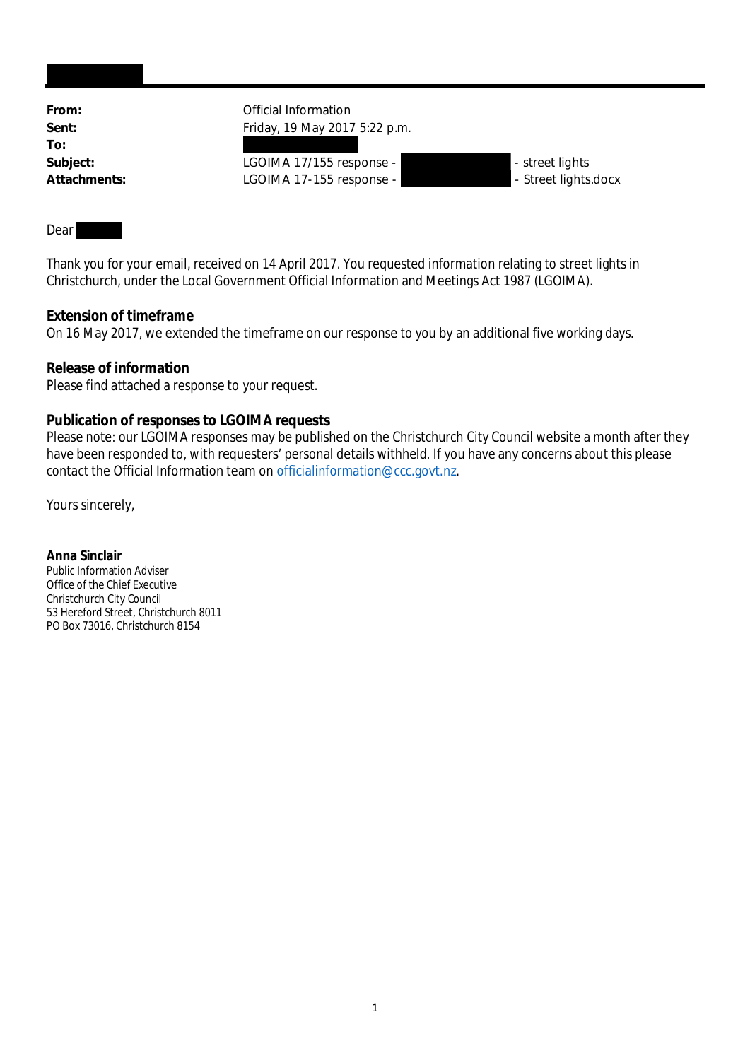| | |
|---|---|
| **From:** | Official Information |
| **Sent:** | Friday, 19 May 2017 5:22 p.m. |
| **To:** | |
| **Subject:** | LGOIMA 17/155 response - - street lights |
| **Attachments:** | LGOIMA 17-155 response - - Street lights.docx |

Dear

Thank you for your email, received on 14 April 2017. You requested information relating to street lights in Christchurch, under the Local Government Official Information and Meetings Act 1987 (LGOIMA).

**Extension of timeframe**
On 16 May 2017, we extended the timeframe on our response to you by an additional five working days.

**Release of information**
Please find attached a response to your request.

**Publication of responses to LGOIMA requests**
Please note: our LGOIMA responses may be published on the Christchurch City Council website a month after they have been responded to, with requesters' personal details withheld. If you have any concerns about this please contact the Official Information team on officialinformation@ccc.govt.nz.

Yours sincerely,

**Anna Sinclair**
Public Information Adviser
Office of the Chief Executive
Christchurch City Council
53 Hereford Street, Christchurch 8011
PO Box 73016, Christchurch 8154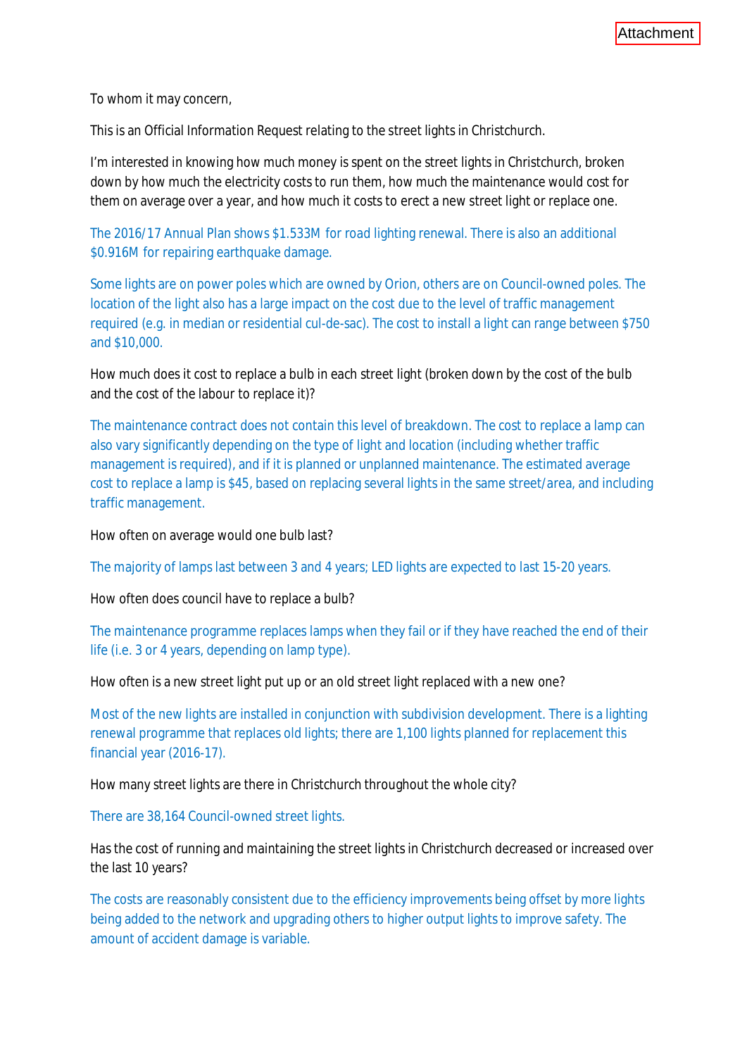Attachment

To whom it may concern,

This is an Official Information Request relating to the street lights in Christchurch.

I'm interested in knowing how much money is spent on the street lights in Christchurch, broken down by how much the electricity costs to run them, how much the maintenance would cost for them on average over a year, and how much it costs to erect a new street light or replace one.

The 2016/17 Annual Plan shows $1.533M for road lighting renewal. There is also an additional $0.916M for repairing earthquake damage.

Some lights are on power poles which are owned by Orion, others are on Council-owned poles. The location of the light also has a large impact on the cost due to the level of traffic management required (e.g. in median or residential cul-de-sac). The cost to install a light can range between $750 and $10,000.

How much does it cost to replace a bulb in each street light (broken down by the cost of the bulb and the cost of the labour to replace it)?

The maintenance contract does not contain this level of breakdown. The cost to replace a lamp can also vary significantly depending on the type of light and location (including whether traffic management is required), and if it is planned or unplanned maintenance. The estimated average cost to replace a lamp is $45, based on replacing several lights in the same street/area, and including traffic management.

How often on average would one bulb last?

The majority of lamps last between 3 and 4 years; LED lights are expected to last 15-20 years.

How often does council have to replace a bulb?

The maintenance programme replaces lamps when they fail or if they have reached the end of their life (i.e. 3 or 4 years, depending on lamp type).

How often is a new street light put up or an old street light replaced with a new one?

Most of the new lights are installed in conjunction with subdivision development. There is a lighting renewal programme that replaces old lights; there are 1,100 lights planned for replacement this financial year (2016-17).

How many street lights are there in Christchurch throughout the whole city?

There are 38,164 Council-owned street lights.

Has the cost of running and maintaining the street lights in Christchurch decreased or increased over the last 10 years?

The costs are reasonably consistent due to the efficiency improvements being offset by more lights being added to the network and upgrading others to higher output lights to improve safety. The amount of accident damage is variable.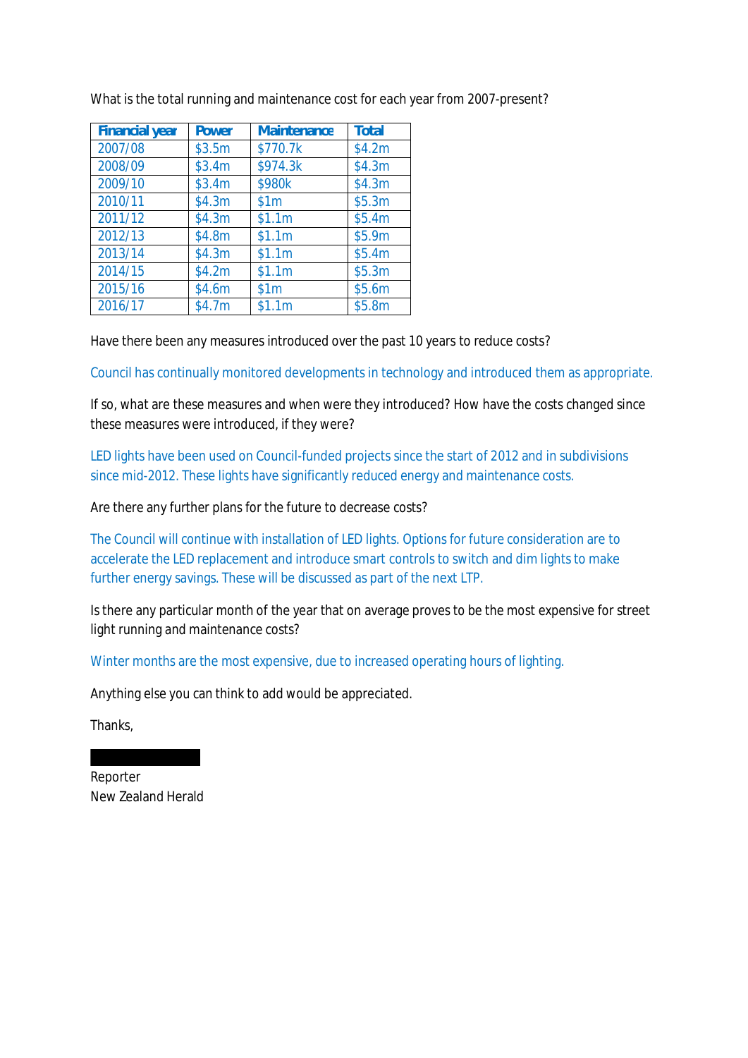What is the total running and maintenance cost for each year from 2007-present?

| Financial year | Power | Maintenance | Total |
|---|---|---|---|
| 2007/08 | $3.5m | $770.7k | $4.2m |
| 2008/09 | $3.4m | $974.3k | $4.3m |
| 2009/10 | $3.4m | $980k | $4.3m |
| 2010/11 | $4.3m | $1m | $5.3m |
| 2011/12 | $4.3m | $1.1m | $5.4m |
| 2012/13 | $4.8m | $1.1m | $5.9m |
| 2013/14 | $4.3m | $1.1m | $5.4m |
| 2014/15 | $4.2m | $1.1m | $5.3m |
| 2015/16 | $4.6m | $1m | $5.6m |
| 2016/17 | $4.7m | $1.1m | $5.8m |

Have there been any measures introduced over the past 10 years to reduce costs?

Council has continually monitored developments in technology and introduced them as appropriate.

If so, what are these measures and when were they introduced? How have the costs changed since these measures were introduced, if they were?

LED lights have been used on Council-funded projects since the start of 2012 and in subdivisions since mid-2012. These lights have significantly reduced energy and maintenance costs.

Are there any further plans for the future to decrease costs?

The Council will continue with installation of LED lights. Options for future consideration are to accelerate the LED replacement and introduce smart controls to switch and dim lights to make further energy savings. These will be discussed as part of the next LTP.

Is there any particular month of the year that on average proves to be the most expensive for street light running and maintenance costs?

Winter months are the most expensive, due to increased operating hours of lighting.

Anything else you can think to add would be appreciated.

Thanks,

Reporter
New Zealand Herald